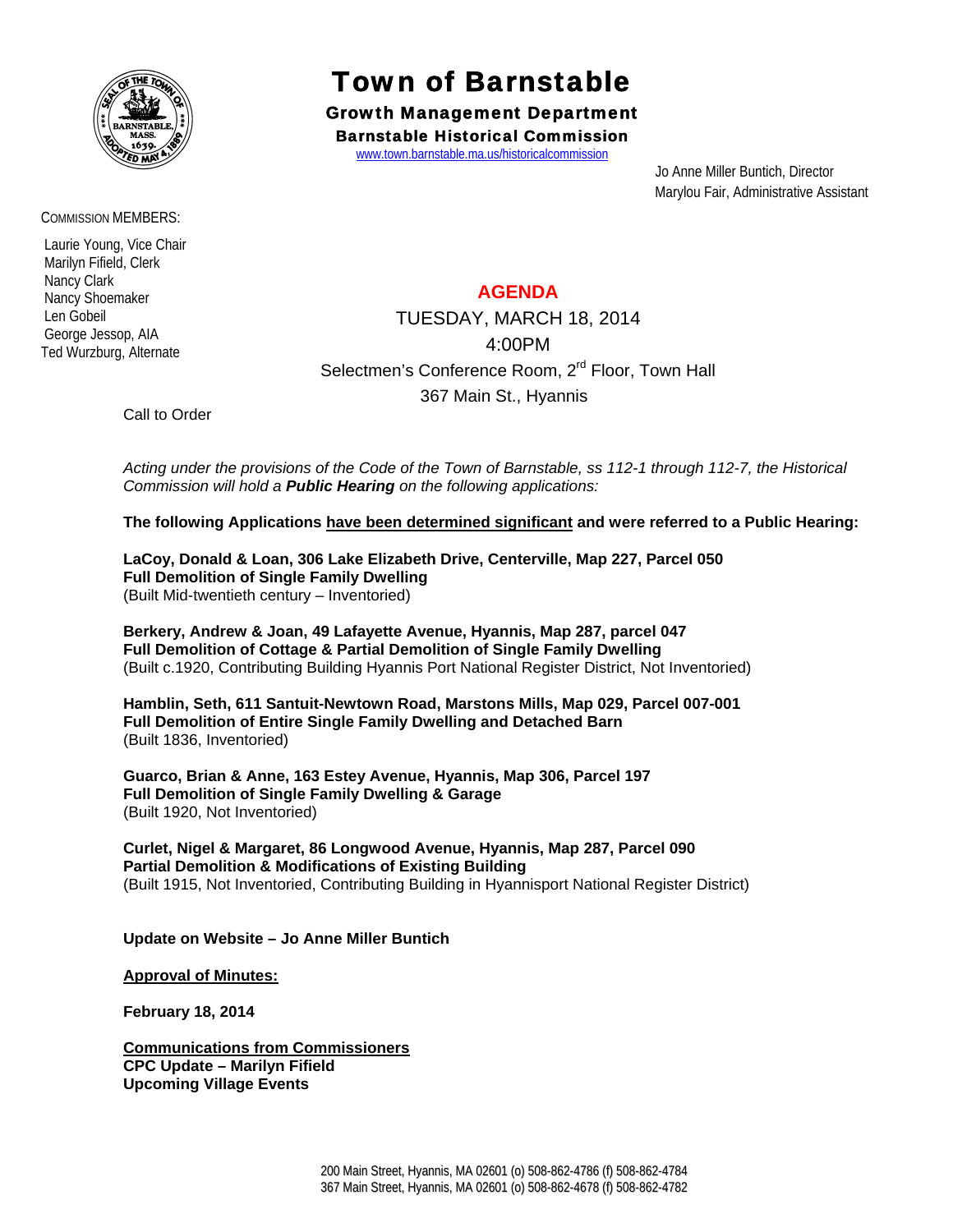# Town of Barnstable

## Growth Management Department

### Barnstable Historical Commission

www.town.barnstable.ma.us/historicalcommission

Jo Anne Miller Buntich, Director
Marylou Fair, Administrative Assistant

COMMISSION MEMBERS:

Laurie Young, Vice Chair
Marilyn Fifield, Clerk
Nancy Clark
Nancy Shoemaker
Len Gobeil
George Jessop, AIA
Ted Wurzburg, Alternate

## AGENDA

TUESDAY, MARCH 18, 2014
4:00PM
Selectmen's Conference Room, 2nd Floor, Town Hall
367 Main St., Hyannis

Call to Order

*Acting under the provisions of the Code of the Town of Barnstable, ss 112-1 through 112-7, the Historical Commission will hold a **Public Hearing** on the following applications:*

**The following Applications have been determined significant and were referred to a Public Hearing:**

**LaCoy, Donald & Loan, 306 Lake Elizabeth Drive, Centerville, Map 227, Parcel 050**
**Full Demolition of Single Family Dwelling**
(Built Mid-twentieth century – Inventoried)

**Berkery, Andrew & Joan, 49 Lafayette Avenue, Hyannis, Map 287, parcel 047**
**Full Demolition of Cottage & Partial Demolition of Single Family Dwelling**
(Built c.1920, Contributing Building Hyannis Port National Register District, Not Inventoried)

**Hamblin, Seth, 611 Santuit-Newtown Road, Marstons Mills, Map 029, Parcel 007-001**
**Full Demolition of Entire Single Family Dwelling and Detached Barn**
(Built 1836, Inventoried)

**Guarco, Brian & Anne, 163 Estey Avenue, Hyannis, Map 306, Parcel 197**
**Full Demolition of Single Family Dwelling & Garage**
(Built 1920, Not Inventoried)

**Curlet, Nigel & Margaret, 86 Longwood Avenue, Hyannis, Map 287, Parcel 090**
**Partial Demolition & Modifications of Existing Building**
(Built 1915, Not Inventoried, Contributing Building in Hyannisport National Register District)

**Update on Website – Jo Anne Miller Buntich**

**Approval of Minutes:**

**February 18, 2014**

**Communications from Commissioners**
**CPC Update – Marilyn Fifield**
**Upcoming Village Events**

200 Main Street, Hyannis, MA 02601 (o) 508-862-4786 (f) 508-862-4784
367 Main Street, Hyannis, MA 02601 (o) 508-862-4678 (f) 508-862-4782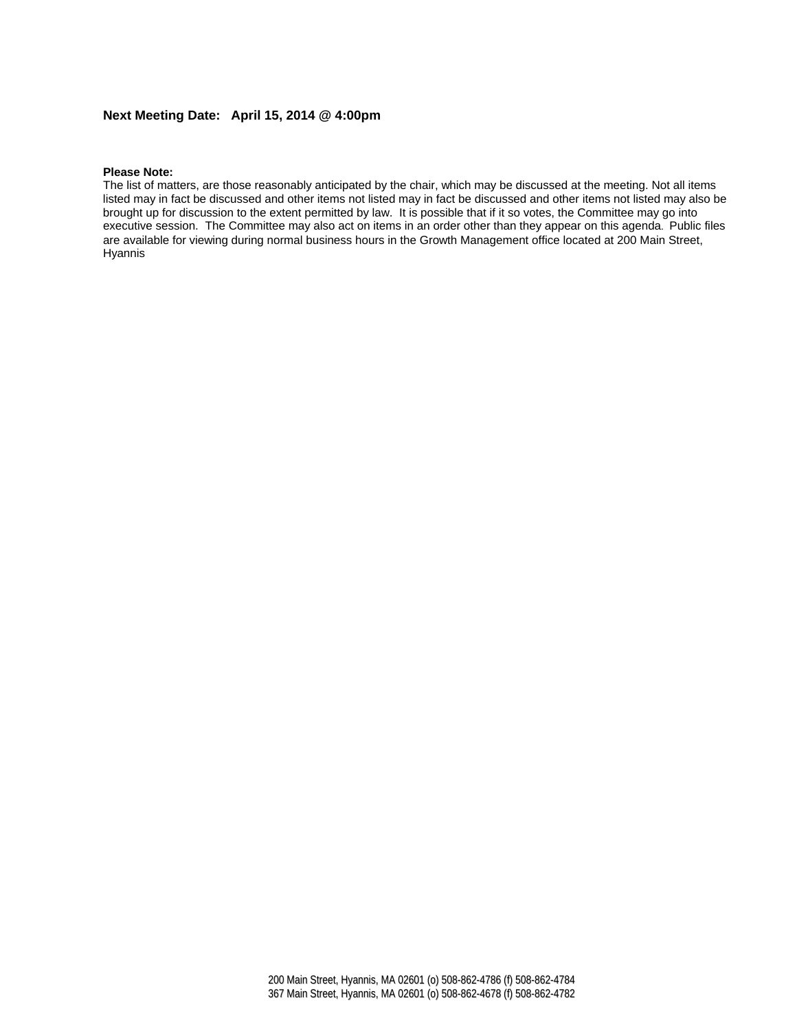**Next Meeting Date: April 15, 2014 @ 4:00pm**

**Please Note:**
The list of matters, are those reasonably anticipated by the chair, which may be discussed at the meeting. Not all items listed may in fact be discussed and other items not listed may in fact be discussed and other items not listed may also be brought up for discussion to the extent permitted by law. It is possible that if it so votes, the Committee may go into executive session. The Committee may also act on items in an order other than they appear on this agenda. Public files are available for viewing during normal business hours in the Growth Management office located at 200 Main Street, Hyannis

200 Main Street, Hyannis, MA 02601 (o) 508-862-4786 (f) 508-862-4784
367 Main Street, Hyannis, MA 02601 (o) 508-862-4678 (f) 508-862-4782